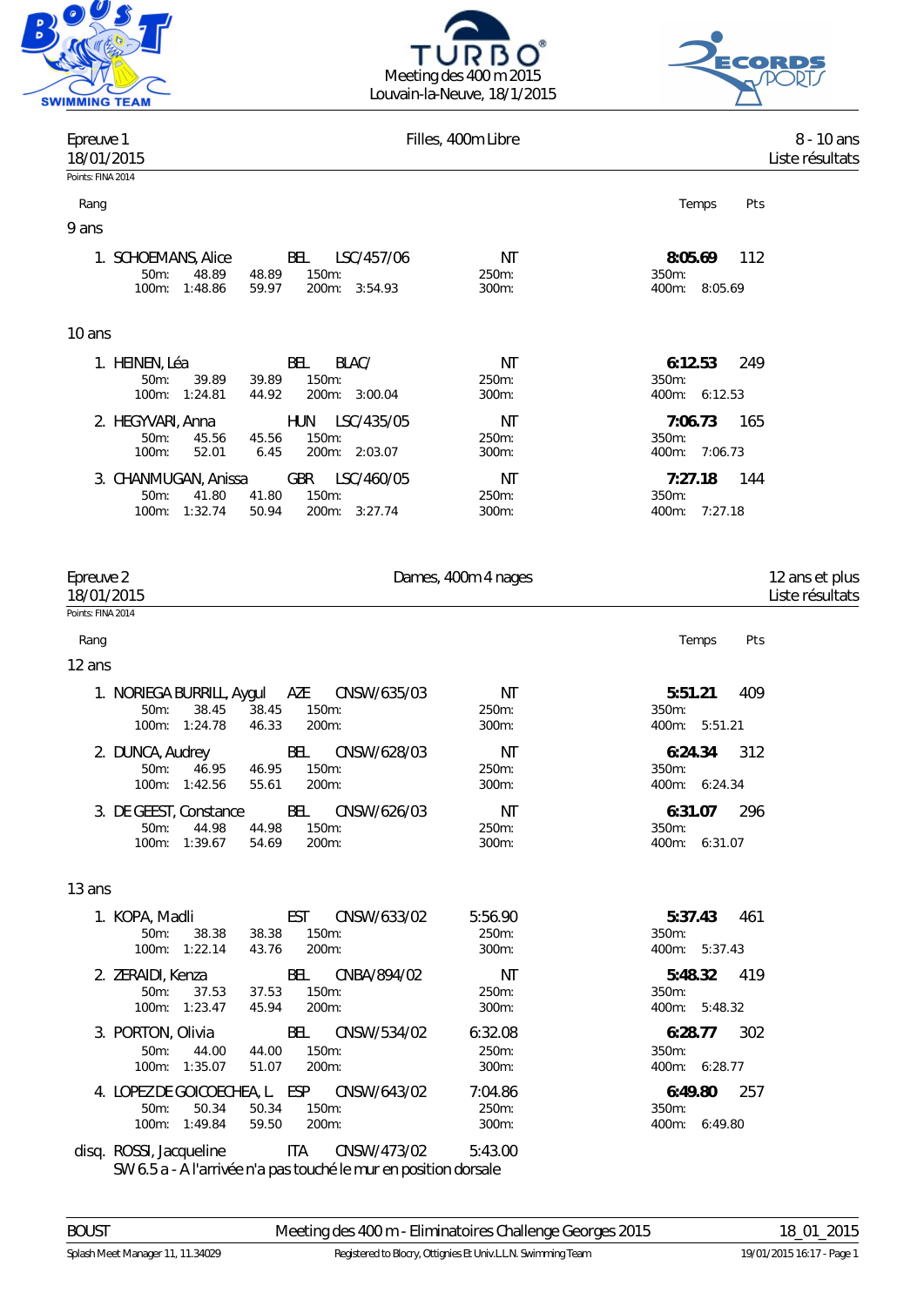Meeting des 400 m 2015
Louvain-la-Neuve, 18/1/2015

## Epreuve 1 — Filles, 400m Libre — 8 - 10 ans

18/01/2015 — Liste résultats

Points: FINA 2014

### 9 ans

| Rang | Nom | Nat | Club | Temps d'inscription | Temps | Pts |
|---|---|---|---|---|---|---|
| 1. | SCHOEMANS, Alice | BEL | LSC/457/06 | NT | **8:05.69** | 112 |

50m: 48.89 (48.89) — 100m: 1:48.86 (59.97) — 150m: — 200m: 3:54.93 — 250m: — 300m: — 350m: — 400m: 8:05.69

### 10 ans

| Rang | Nom | Nat | Club | Temps d'inscription | Temps | Pts |
|---|---|---|---|---|---|---|
| 1. | HEINEN, Léa | BEL | BLAC/ | NT | **6:12.53** | 249 |
| 2. | HEGYVARI, Anna | HUN | LSC/435/05 | NT | **7:06.73** | 165 |
| 3. | CHANMUGAN, Anissa | GBR | LSC/460/05 | NT | **7:27.18** | 144 |

- HEINEN, Léa — 50m: 39.89 (39.89) — 100m: 1:24.81 (44.92) — 150m: — 200m: 3:00.04 — 250m: — 300m: — 350m: — 400m: 6:12.53
- HEGYVARI, Anna — 50m: 45.56 (45.56) — 100m: 52.01 (6.45) — 150m: — 200m: 2:03.07 — 250m: — 300m: — 350m: — 400m: 7:06.73
- CHANMUGAN, Anissa — 50m: 41.80 (41.80) — 100m: 1:32.74 (50.94) — 150m: — 200m: 3:27.74 — 250m: — 300m: — 350m: — 400m: 7:27.18

## Epreuve 2 — Dames, 400m 4 nages — 12 ans et plus

18/01/2015 — Liste résultats

Points: FINA 2014

### 12 ans

| Rang | Nom | Nat | Club | Temps d'inscription | Temps | Pts |
|---|---|---|---|---|---|---|
| 1. | NORIEGA BURRILL, Aygul | AZE | CNSW/635/03 | NT | **5:51.21** | 409 |
| 2. | DUNCA, Audrey | BEL | CNSW/628/03 | NT | **6:24.34** | 312 |
| 3. | DE GEEST, Constance | BEL | CNSW/626/03 | NT | **6:31.07** | 296 |

- NORIEGA BURRILL, Aygul — 50m: 38.45 (38.45) — 100m: 1:24.78 (46.33) — 150m: — 200m: — 250m: — 300m: — 350m: — 400m: 5:51.21
- DUNCA, Audrey — 50m: 46.95 (46.95) — 100m: 1:42.56 (55.61) — 150m: — 200m: — 250m: — 300m: — 350m: — 400m: 6:24.34
- DE GEEST, Constance — 50m: 44.98 (44.98) — 100m: 1:39.67 (54.69) — 150m: — 200m: — 250m: — 300m: — 350m: — 400m: 6:31.07

### 13 ans

| Rang | Nom | Nat | Club | Temps d'inscription | Temps | Pts |
|---|---|---|---|---|---|---|
| 1. | KOPA, Madli | EST | CNSW/633/02 | 5:56.90 | **5:37.43** | 461 |
| 2. | ZERAIDI, Kenza | BEL | CNBA/894/02 | NT | **5:48.32** | 419 |
| 3. | PORTON, Olivia | BEL | CNSW/534/02 | 6:32.08 | **6:28.77** | 302 |
| 4. | LOPEZ DE GOICOECHEA, L. | ESP | CNSW/643/02 | 7:04.86 | **6:49.80** | 257 |
| disq. | ROSSI, Jacqueline | ITA | CNSW/473/02 | 5:43.00 | | |

- KOPA, Madli — 50m: 38.38 (38.38) — 100m: 1:22.14 (43.76) — 150m: — 200m: — 250m: — 300m: — 350m: — 400m: 5:37.43
- ZERAIDI, Kenza — 50m: 37.53 (37.53) — 100m: 1:23.47 (45.94) — 150m: — 200m: — 250m: — 300m: — 350m: — 400m: 5:48.32
- PORTON, Olivia — 50m: 44.00 (44.00) — 100m: 1:35.07 (51.07) — 150m: — 200m: — 250m: — 300m: — 350m: — 400m: 6:28.77
- LOPEZ DE GOICOECHEA, L. — 50m: 50.34 (50.34) — 100m: 1:49.84 (59.50) — 150m: — 200m: — 250m: — 300m: — 350m: — 400m: 6:49.80
- ROSSI, Jacqueline — SW 6.5 a - A l'arrivée n'a pas touché le mur en position dorsale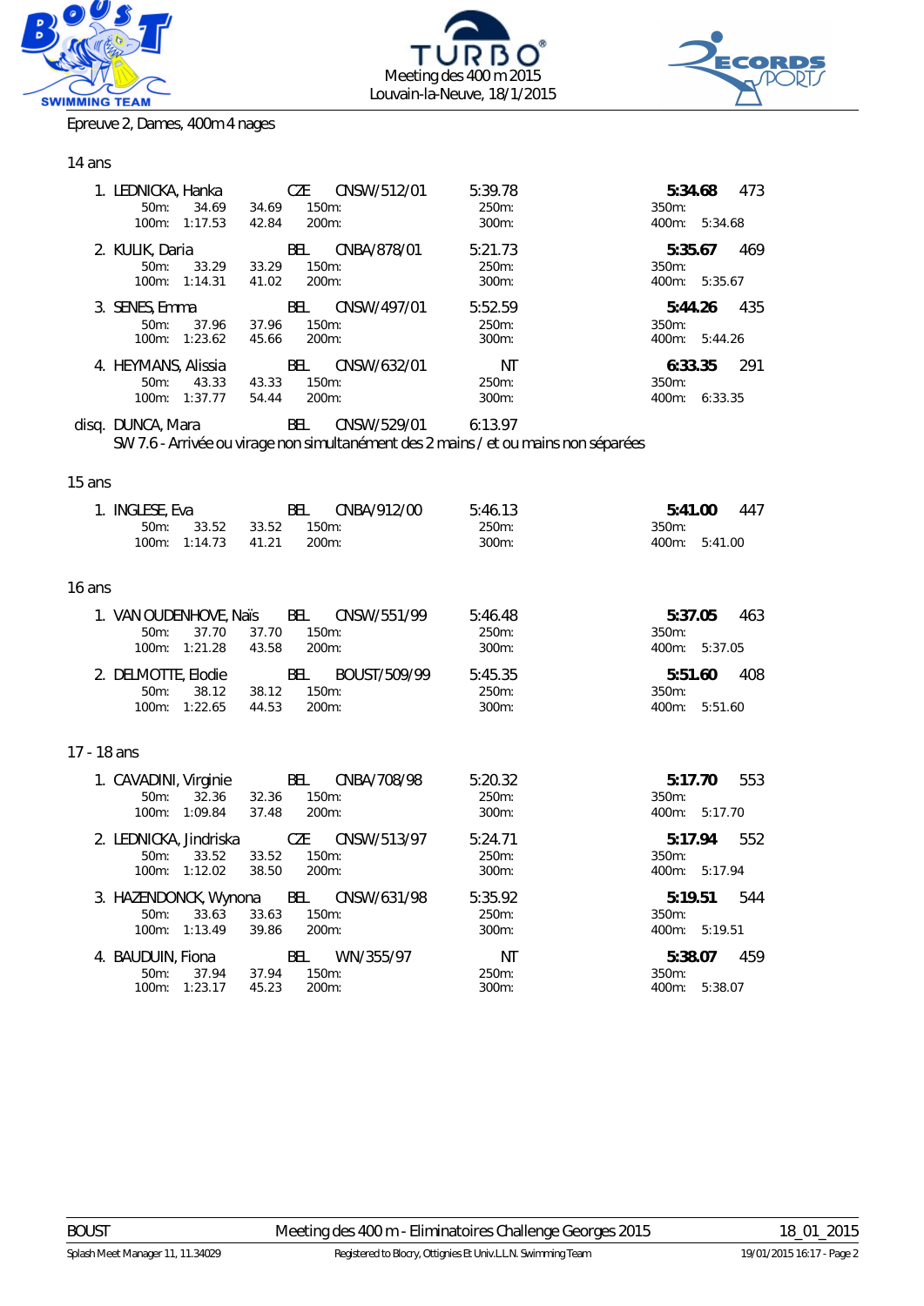Meeting des 400 m 2015
Louvain-la-Neuve, 18/1/2015

Epreuve 2, Dames, 400m 4 nages

### 14 ans

1. LEDNICKA, Hanka CZE CNSW/512/01 5:39.78 **5:34.68** 473
   50m: 34.69 34.69 150m: 250m: 350m:
   100m: 1:17.53 42.84 200m: 300m: 400m: 5:34.68

2. KULIK, Daria BEL CNBA/878/01 5:21.73 **5:35.67** 469
   50m: 33.29 33.29 150m: 250m: 350m:
   100m: 1:14.31 41.02 200m: 300m: 400m: 5:35.67

3. SENES, Emma BEL CNSW/497/01 5:52.59 **5:44.26** 435
   50m: 37.96 37.96 150m: 250m: 350m:
   100m: 1:23.62 45.66 200m: 300m: 400m: 5:44.26

4. HEYMANS, Alissia BEL CNSW/632/01 NT **6:33.35** 291
   50m: 43.33 43.33 150m: 250m: 350m:
   100m: 1:37.77 54.44 200m: 300m: 400m: 6:33.35

disq. DUNCA, Mara BEL CNSW/529/01 6:13.97
SW 7.6 - Arrivée ou virage non simultanément des 2 mains / et ou mains non séparées

### 15 ans

1. INGLESE, Eva BEL CNBA/912/00 5:46.13 **5:41.00** 447
   50m: 33.52 33.52 150m: 250m: 350m:
   100m: 1:14.73 41.21 200m: 300m: 400m: 5:41.00

### 16 ans

1. VAN OUDENHOVE, Naïs BEL CNSW/551/99 5:46.48 **5:37.05** 463
   50m: 37.70 37.70 150m: 250m: 350m:
   100m: 1:21.28 43.58 200m: 300m: 400m: 5:37.05

2. DELMOTTE, Elodie BEL BOUST/509/99 5:45.35 **5:51.60** 408
   50m: 38.12 38.12 150m: 250m: 350m:
   100m: 1:22.65 44.53 200m: 300m: 400m: 5:51.60

### 17 - 18 ans

1. CAVADINI, Virginie BEL CNBA/708/98 5:20.32 **5:17.70** 553
   50m: 32.36 32.36 150m: 250m: 350m:
   100m: 1:09.84 37.48 200m: 300m: 400m: 5:17.70

2. LEDNICKA, Jindriska CZE CNSW/513/97 5:24.71 **5:17.94** 552
   50m: 33.52 33.52 150m: 250m: 350m:
   100m: 1:12.02 38.50 200m: 300m: 400m: 5:17.94

3. HAZENDONCK, Wynona BEL CNSW/631/98 5:35.92 **5:19.51** 544
   50m: 33.63 33.63 150m: 250m: 350m:
   100m: 1:13.49 39.86 200m: 300m: 400m: 5:19.51

4. BAUDUIN, Fiona BEL WN/355/97 NT **5:38.07** 459
   50m: 37.94 37.94 150m: 250m: 350m:
   100m: 1:23.17 45.23 200m: 300m: 400m: 5:38.07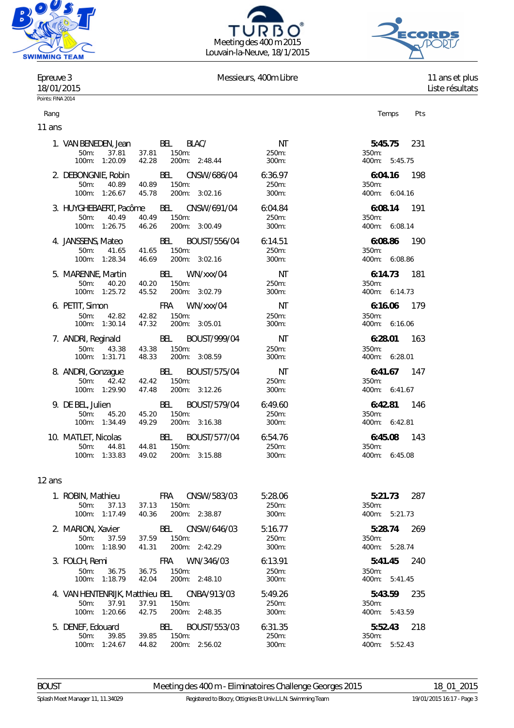TURBO
Meeting des 400 m 2015
Louvain-la-Neuve, 18/1/2015

Epreuve 3 — Messieurs, 400m Libre — 11 ans et plus
18/01/2015 — Liste résultats

Points: FINA 2014

## 11 ans

| Rang | Nom | Nat | Club | Temps d'engagement | Temps | Pts |
|---|---|---|---|---|---|---|
| 1. | VAN BENEDEN, Jean | BEL | BLAC/ | NT | **5:45.75** | 231 |
| | 50m: 37.81 (37.81) · 100m: 1:20.09 (42.28) · 150m: · 200m: 2:48.44 · 250m: · 300m: · 350m: · 400m: 5:45.75 | | | | | |
| 2. | DEBONGNIE, Robin | BEL | CNSW/686/04 | 6:36.97 | **6:04.16** | 198 |
| | 50m: 40.89 (40.89) · 100m: 1:26.67 (45.78) · 150m: · 200m: 3:02.16 · 250m: · 300m: · 350m: · 400m: 6:04.16 | | | | | |
| 3. | HUYGHEBAERT, Pacôme | BEL | CNSW/691/04 | 6:04.84 | **6:08.14** | 191 |
| | 50m: 40.49 (40.49) · 100m: 1:26.75 (46.26) · 150m: · 200m: 3:00.49 · 250m: · 300m: · 350m: · 400m: 6:08.14 | | | | | |
| 4. | JANSSENS, Mateo | BEL | BOUST/556/04 | 6:14.51 | **6:08.86** | 190 |
| | 50m: 41.65 (41.65) · 100m: 1:28.34 (46.69) · 150m: · 200m: 3:02.16 · 250m: · 300m: · 350m: · 400m: 6:08.86 | | | | | |
| 5. | MARENNE, Martin | BEL | WN/xxx/04 | NT | **6:14.73** | 181 |
| | 50m: 40.20 (40.20) · 100m: 1:25.72 (45.52) · 150m: · 200m: 3:02.79 · 250m: · 300m: · 350m: · 400m: 6:14.73 | | | | | |
| 6. | PETIT, Simon | FRA | WN/xxx/04 | NT | **6:16.06** | 179 |
| | 50m: 42.82 (42.82) · 100m: 1:30.14 (47.32) · 150m: · 200m: 3:05.01 · 250m: · 300m: · 350m: · 400m: 6:16.06 | | | | | |
| 7. | ANDRI, Reginald | BEL | BOUST/999/04 | NT | **6:28.01** | 163 |
| | 50m: 43.38 (43.38) · 100m: 1:31.71 (48.33) · 150m: · 200m: 3:08.59 · 250m: · 300m: · 350m: · 400m: 6:28.01 | | | | | |
| 8. | ANDRI, Gonzague | BEL | BOUST/575/04 | NT | **6:41.67** | 147 |
| | 50m: 42.42 (42.42) · 100m: 1:29.90 (47.48) · 150m: · 200m: 3:12.26 · 250m: · 300m: · 350m: · 400m: 6:41.67 | | | | | |
| 9. | DE BEL, Julien | BEL | BOUST/579/04 | 6:49.60 | **6:42.81** | 146 |
| | 50m: 45.20 (45.20) · 100m: 1:34.49 (49.29) · 150m: · 200m: 3:16.38 · 250m: · 300m: · 350m: · 400m: 6:42.81 | | | | | |
| 10. | MATLET, Nicolas | BEL | BOUST/577/04 | 6:54.76 | **6:45.08** | 143 |
| | 50m: 44.81 (44.81) · 100m: 1:33.83 (49.02) · 150m: · 200m: 3:15.88 · 250m: · 300m: · 350m: · 400m: 6:45.08 | | | | | |

## 12 ans

| Rang | Nom | Nat | Club | Temps d'engagement | Temps | Pts |
|---|---|---|---|---|---|---|
| 1. | ROBIN, Mathieu | FRA | CNSW/583/03 | 5:28.06 | **5:21.73** | 287 |
| | 50m: 37.13 (37.13) · 100m: 1:17.49 (40.36) · 150m: · 200m: 2:38.87 · 250m: · 300m: · 350m: · 400m: 5:21.73 | | | | | |
| 2. | MARION, Xavier | BEL | CNSW/646/03 | 5:16.77 | **5:28.74** | 269 |
| | 50m: 37.59 (37.59) · 100m: 1:18.90 (41.31) · 150m: · 200m: 2:42.29 · 250m: · 300m: · 350m: · 400m: 5:28.74 | | | | | |
| 3. | FOLCH, Remi | FRA | WN/346/03 | 6:13.91 | **5:41.45** | 240 |
| | 50m: 36.75 (36.75) · 100m: 1:18.79 (42.04) · 150m: · 200m: 2:48.10 · 250m: · 300m: · 350m: · 400m: 5:41.45 | | | | | |
| 4. | VAN HENTENRIJK, Matthieu | BEL | CNBA/913/03 | 5:49.26 | **5:43.59** | 235 |
| | 50m: 37.91 (37.91) · 100m: 1:20.66 (42.75) · 150m: · 200m: 2:48.35 · 250m: · 300m: · 350m: · 400m: 5:43.59 | | | | | |
| 5. | DENEF, Edouard | BEL | BOUST/553/03 | 6:31.35 | **5:52.43** | 218 |
| | 50m: 39.85 (39.85) · 100m: 1:24.67 (44.82) · 150m: · 200m: 2:56.02 · 250m: · 300m: · 350m: · 400m: 5:52.43 | | | | | |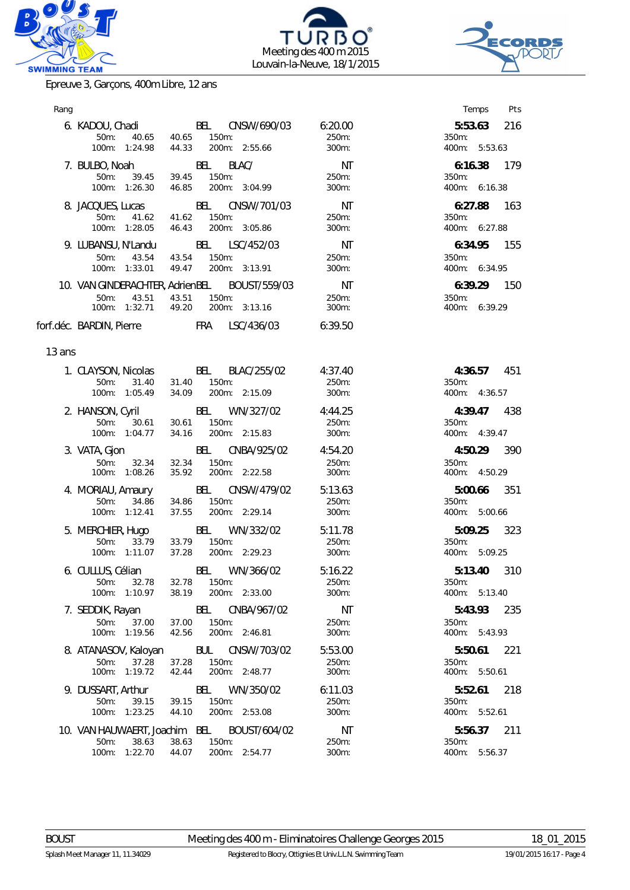Epreuve 3, Garçons, 400m Libre, 12 ans

| Rang | Nom | Nat | Club | Temps d'engagement | Temps | Pts |
|---|---|---|---|---|---|---|
| 6. | KADOU, Chadi | BEL | CNSW/690/03 | 6:20.00 | **5:53.63** | 216 |
| | 50m: 40.65 40.65 150m: / 100m: 1:24.98 44.33 200m: 2:55.66 | | | 250m: / 300m: | 350m: / 400m: 5:53.63 | |
| 7. | BULBO, Noah | BEL | BLAC/ | NT | **6:16.38** | 179 |
| | 50m: 39.45 39.45 150m: / 100m: 1:26.30 46.85 200m: 3:04.99 | | | 250m: / 300m: | 350m: / 400m: 6:16.38 | |
| 8. | JACQUES, Lucas | BEL | CNSW/701/03 | NT | **6:27.88** | 163 |
| | 50m: 41.62 41.62 150m: / 100m: 1:28.05 46.43 200m: 3:05.86 | | | 250m: / 300m: | 350m: / 400m: 6:27.88 | |
| 9. | LUBANSU, N'Landu | BEL | LSC/452/03 | NT | **6:34.95** | 155 |
| | 50m: 43.54 43.54 150m: / 100m: 1:33.01 49.47 200m: 3:13.91 | | | 250m: / 300m: | 350m: / 400m: 6:34.95 | |
| 10. | VAN GINDERACHTER, Adrien | BEL | BOUST/559/03 | NT | **6:39.29** | 150 |
| | 50m: 43.51 43.51 150m: / 100m: 1:32.71 49.20 200m: 3:13.16 | | | 250m: / 300m: | 350m: / 400m: 6:39.29 | |
| forf.déc. | BARDIN, Pierre | FRA | LSC/436/03 | 6:39.50 | | |

13 ans

| Rang | Nom | Nat | Club | Temps d'engagement | Temps | Pts |
|---|---|---|---|---|---|---|
| 1. | CLAYSON, Nicolas | BEL | BLAC/255/02 | 4:37.40 | **4:36.57** | 451 |
| | 50m: 31.40 31.40 150m: / 100m: 1:05.49 34.09 200m: 2:15.09 | | | 250m: / 300m: | 350m: / 400m: 4:36.57 | |
| 2. | HANSON, Cyril | BEL | WN/327/02 | 4:44.25 | **4:39.47** | 438 |
| | 50m: 30.61 30.61 150m: / 100m: 1:04.77 34.16 200m: 2:15.83 | | | 250m: / 300m: | 350m: / 400m: 4:39.47 | |
| 3. | VATA, Gjon | BEL | CNBA/925/02 | 4:54.20 | **4:50.29** | 390 |
| | 50m: 32.34 32.34 150m: / 100m: 1:08.26 35.92 200m: 2:22.58 | | | 250m: / 300m: | 350m: / 400m: 4:50.29 | |
| 4. | MORIAU, Amaury | BEL | CNSW/479/02 | 5:13.63 | **5:00.66** | 351 |
| | 50m: 34.86 34.86 150m: / 100m: 1:12.41 37.55 200m: 2:29.14 | | | 250m: / 300m: | 350m: / 400m: 5:00.66 | |
| 5. | MERCHIER, Hugo | BEL | WN/332/02 | 5:11.78 | **5:09.25** | 323 |
| | 50m: 33.79 33.79 150m: / 100m: 1:11.07 37.28 200m: 2:29.23 | | | 250m: / 300m: | 350m: / 400m: 5:09.25 | |
| 6. | CULLUS, Célian | BEL | WN/366/02 | 5:16.22 | **5:13.40** | 310 |
| | 50m: 32.78 32.78 150m: / 100m: 1:10.97 38.19 200m: 2:33.00 | | | 250m: / 300m: | 350m: / 400m: 5:13.40 | |
| 7. | SEDDIK, Rayan | BEL | CNBA/967/02 | NT | **5:43.93** | 235 |
| | 50m: 37.00 37.00 150m: / 100m: 1:19.56 42.56 200m: 2:46.81 | | | 250m: / 300m: | 350m: / 400m: 5:43.93 | |
| 8. | ATANASOV, Kaloyan | BUL | CNSW/703/02 | 5:53.00 | **5:50.61** | 221 |
| | 50m: 37.28 37.28 150m: / 100m: 1:19.72 42.44 200m: 2:48.77 | | | 250m: / 300m: | 350m: / 400m: 5:50.61 | |
| 9. | DUSSART, Arthur | BEL | WN/350/02 | 6:11.03 | **5:52.61** | 218 |
| | 50m: 39.15 39.15 150m: / 100m: 1:23.25 44.10 200m: 2:53.08 | | | 250m: / 300m: | 350m: / 400m: 5:52.61 | |
| 10. | VAN HAUWAERT, Joachim | BEL | BOUST/604/02 | NT | **5:56.37** | 211 |
| | 50m: 38.63 38.63 150m: / 100m: 1:22.70 44.07 200m: 2:54.77 | | | 250m: / 300m: | 350m: / 400m: 5:56.37 | |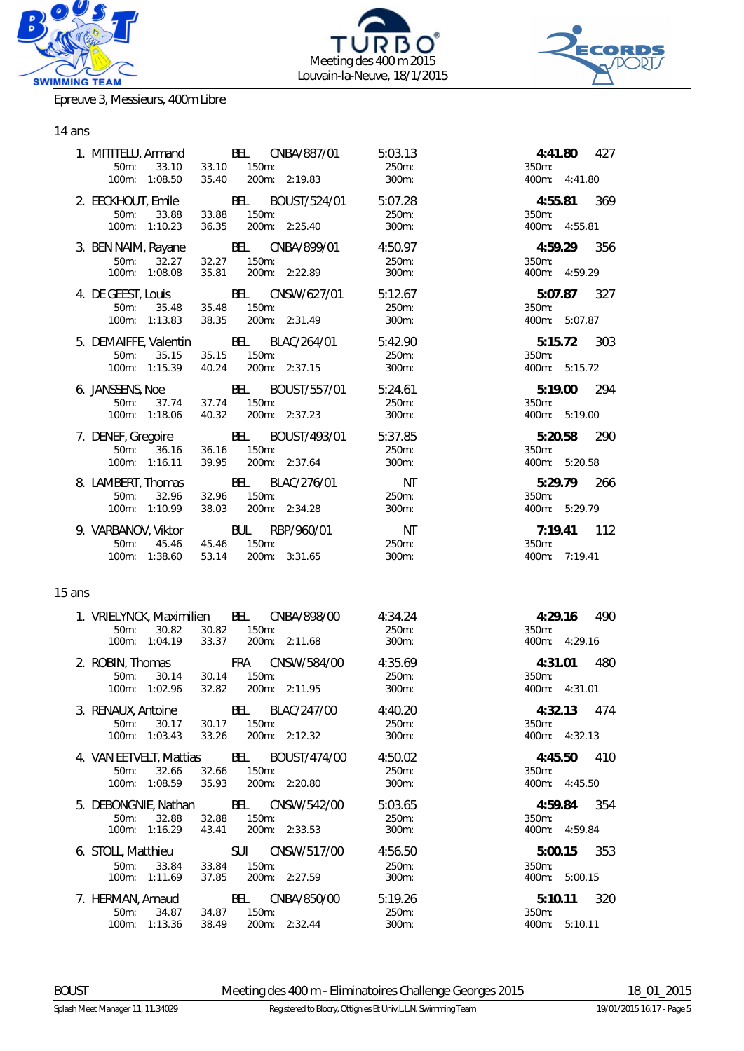Meeting des 400 m 2015
Louvain-la-Neuve, 18/1/2015

## Epreuve 3, Messieurs, 400m Libre

### 14 ans

1. MITITELU, Armand BEL CNBA/887/01 5:03.13 **4:41.80** 427
   50m: 33.10 33.10 150m: 250m: 350m:
   100m: 1:08.50 35.40 200m: 2:19.83 300m: 400m: 4:41.80

2. EECKHOUT, Emile BEL BOUST/524/01 5:07.28 **4:55.81** 369
   50m: 33.88 33.88 150m: 250m: 350m:
   100m: 1:10.23 36.35 200m: 2:25.40 300m: 400m: 4:55.81

3. BEN NAIM, Rayane BEL CNBA/899/01 4:50.97 **4:59.29** 356
   50m: 32.27 32.27 150m: 250m: 350m:
   100m: 1:08.08 35.81 200m: 2:22.89 300m: 400m: 4:59.29

4. DE GEEST, Louis BEL CNSW/627/01 5:12.67 **5:07.87** 327
   50m: 35.48 35.48 150m: 250m: 350m:
   100m: 1:13.83 38.35 200m: 2:31.49 300m: 400m: 5:07.87

5. DEMAIFFE, Valentin BEL BLAC/264/01 5:42.90 **5:15.72** 303
   50m: 35.15 35.15 150m: 250m: 350m:
   100m: 1:15.39 40.24 200m: 2:37.15 300m: 400m: 5:15.72

6. JANSSENS, Noe BEL BOUST/557/01 5:24.61 **5:19.00** 294
   50m: 37.74 37.74 150m: 250m: 350m:
   100m: 1:18.06 40.32 200m: 2:37.23 300m: 400m: 5:19.00

7. DENEF, Gregoire BEL BOUST/493/01 5:37.85 **5:20.58** 290
   50m: 36.16 36.16 150m: 250m: 350m:
   100m: 1:16.11 39.95 200m: 2:37.64 300m: 400m: 5:20.58

8. LAMBERT, Thomas BEL BLAC/276/01 NT **5:29.79** 266
   50m: 32.96 32.96 150m: 250m: 350m:
   100m: 1:10.99 38.03 200m: 2:34.28 300m: 400m: 5:29.79

9. VARBANOV, Viktor BUL RBP/960/01 NT **7:19.41** 112
   50m: 45.46 45.46 150m: 250m: 350m:
   100m: 1:38.60 53.14 200m: 3:31.65 300m: 400m: 7:19.41

### 15 ans

1. VRIELYNCK, Maximilien BEL CNBA/898/00 4:34.24 **4:29.16** 490
   50m: 30.82 30.82 150m: 250m: 350m:
   100m: 1:04.19 33.37 200m: 2:11.68 300m: 400m: 4:29.16

2. ROBIN, Thomas FRA CNSW/584/00 4:35.69 **4:31.01** 480
   50m: 30.14 30.14 150m: 250m: 350m:
   100m: 1:02.96 32.82 200m: 2:11.95 300m: 400m: 4:31.01

3. RENAUX, Antoine BEL BLAC/247/00 4:40.20 **4:32.13** 474
   50m: 30.17 30.17 150m: 250m: 350m:
   100m: 1:03.43 33.26 200m: 2:12.32 300m: 400m: 4:32.13

4. VAN EETVELT, Mattias BEL BOUST/474/00 4:50.02 **4:45.50** 410
   50m: 32.66 32.66 150m: 250m: 350m:
   100m: 1:08.59 35.93 200m: 2:20.80 300m: 400m: 4:45.50

5. DEBONGNIE, Nathan BEL CNSW/542/00 5:03.65 **4:59.84** 354
   50m: 32.88 32.88 150m: 250m: 350m:
   100m: 1:16.29 43.41 200m: 2:33.53 300m: 400m: 4:59.84

6. STOLL, Matthieu SUI CNSW/517/00 4:56.50 **5:00.15** 353
   50m: 33.84 33.84 150m: 250m: 350m:
   100m: 1:11.69 37.85 200m: 2:27.59 300m: 400m: 5:00.15

7. HERMAN, Arnaud BEL CNBA/850/00 5:19.26 **5:10.11** 320
   50m: 34.87 34.87 150m: 250m: 350m:
   100m: 1:13.36 38.49 200m: 2:32.44 300m: 400m: 5:10.11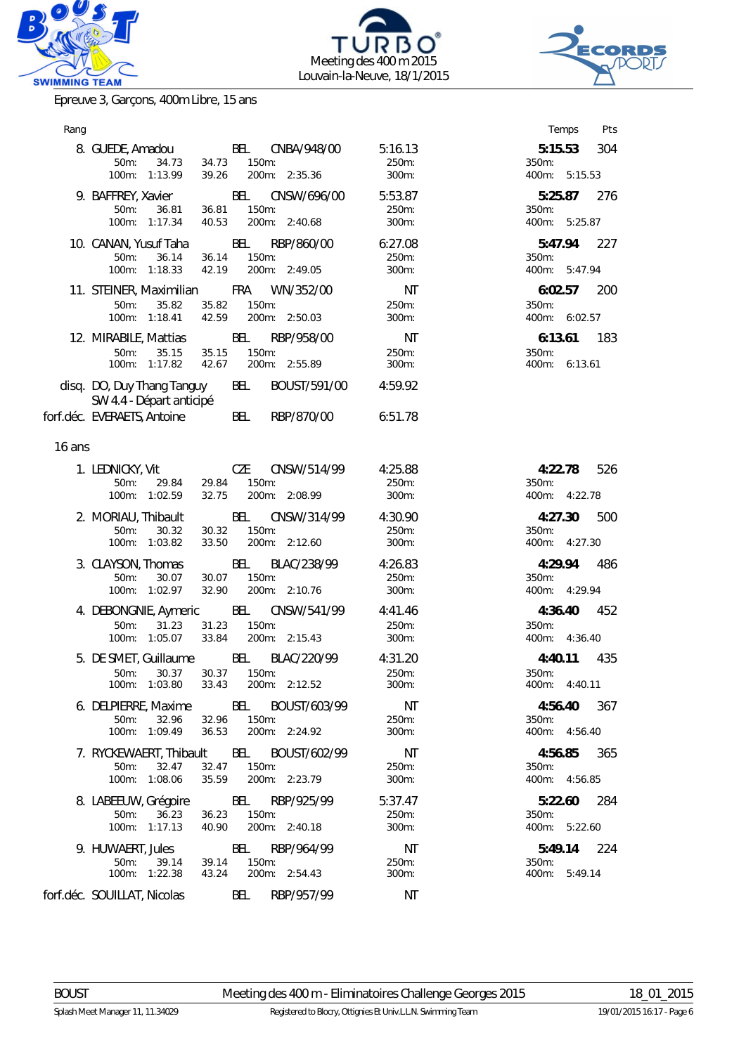Meeting des 400 m 2015
Louvain-la-Neuve, 18/1/2015

Epreuve 3, Garçons, 400m Libre, 15 ans

| Rang | Nom | Nat | Club | Temps eng. | | | Temps | Pts |
|---|---|---|---|---|---|---|---|---|
| 8. | GUEDE, Amadou | BEL | CNBA/948/00 | 5:16.13 | | | **5:15.53** | 304 |
| | 50m: 34.73 | 34.73 | 150m: | 250m: | | 350m: | | |
| | 100m: 1:13.99 | 39.26 | 200m: 2:35.36 | 300m: | | 400m: 5:15.53 | | |
| 9. | BAFFREY, Xavier | BEL | CNSW/696/00 | 5:53.87 | | | **5:25.87** | 276 |
| | 50m: 36.81 | 36.81 | 150m: | 250m: | | 350m: | | |
| | 100m: 1:17.34 | 40.53 | 200m: 2:40.68 | 300m: | | 400m: 5:25.87 | | |
| 10. | CANAN, Yusuf Taha | BEL | RBP/860/00 | 6:27.08 | | | **5:47.94** | 227 |
| | 50m: 36.14 | 36.14 | 150m: | 250m: | | 350m: | | |
| | 100m: 1:18.33 | 42.19 | 200m: 2:49.05 | 300m: | | 400m: 5:47.94 | | |
| 11. | STEINER, Maximilian | FRA | WN/352/00 | NT | | | **6:02.57** | 200 |
| | 50m: 35.82 | 35.82 | 150m: | 250m: | | 350m: | | |
| | 100m: 1:18.41 | 42.59 | 200m: 2:50.03 | 300m: | | 400m: 6:02.57 | | |
| 12. | MIRABILE, Mattias | BEL | RBP/958/00 | NT | | | **6:13.61** | 183 |
| | 50m: 35.15 | 35.15 | 150m: | 250m: | | 350m: | | |
| | 100m: 1:17.82 | 42.67 | 200m: 2:55.89 | 300m: | | 400m: 6:13.61 | | |
| disq. | DO, Duy Thang Tanguy | BEL | BOUST/591/00 | 4:59.92 | | | | |
| | SW 4.4 - Départ anticipé | | | | | | | |
| forf.déc. | EVERAETS, Antoine | BEL | RBP/870/00 | 6:51.78 | | | | |

16 ans

| Rang | Nom | Nat | Club | Temps eng. | | | Temps | Pts |
|---|---|---|---|---|---|---|---|---|
| 1. | LEDNICKY, Vit | CZE | CNSW/514/99 | 4:25.88 | | | **4:22.78** | 526 |
| | 50m: 29.84 | 29.84 | 150m: | 250m: | | 350m: | | |
| | 100m: 1:02.59 | 32.75 | 200m: 2:08.99 | 300m: | | 400m: 4:22.78 | | |
| 2. | MORIAU, Thibault | BEL | CNSW/314/99 | 4:30.90 | | | **4:27.30** | 500 |
| | 50m: 30.32 | 30.32 | 150m: | 250m: | | 350m: | | |
| | 100m: 1:03.82 | 33.50 | 200m: 2:12.60 | 300m: | | 400m: 4:27.30 | | |
| 3. | CLAYSON, Thomas | BEL | BLAC/238/99 | 4:26.83 | | | **4:29.94** | 486 |
| | 50m: 30.07 | 30.07 | 150m: | 250m: | | 350m: | | |
| | 100m: 1:02.97 | 32.90 | 200m: 2:10.76 | 300m: | | 400m: 4:29.94 | | |
| 4. | DEBONGNIE, Aymeric | BEL | CNSW/541/99 | 4:41.46 | | | **4:36.40** | 452 |
| | 50m: 31.23 | 31.23 | 150m: | 250m: | | 350m: | | |
| | 100m: 1:05.07 | 33.84 | 200m: 2:15.43 | 300m: | | 400m: 4:36.40 | | |
| 5. | DE SMET, Guillaume | BEL | BLAC/220/99 | 4:31.20 | | | **4:40.11** | 435 |
| | 50m: 30.37 | 30.37 | 150m: | 250m: | | 350m: | | |
| | 100m: 1:03.80 | 33.43 | 200m: 2:12.52 | 300m: | | 400m: 4:40.11 | | |
| 6. | DELPIERRE, Maxime | BEL | BOUST/603/99 | NT | | | **4:56.40** | 367 |
| | 50m: 32.96 | 32.96 | 150m: | 250m: | | 350m: | | |
| | 100m: 1:09.49 | 36.53 | 200m: 2:24.92 | 300m: | | 400m: 4:56.40 | | |
| 7. | RYCKEWAERT, Thibault | BEL | BOUST/602/99 | NT | | | **4:56.85** | 365 |
| | 50m: 32.47 | 32.47 | 150m: | 250m: | | 350m: | | |
| | 100m: 1:08.06 | 35.59 | 200m: 2:23.79 | 300m: | | 400m: 4:56.85 | | |
| 8. | LABEEUW, Grégoire | BEL | RBP/925/99 | 5:37.47 | | | **5:22.60** | 284 |
| | 50m: 36.23 | 36.23 | 150m: | 250m: | | 350m: | | |
| | 100m: 1:17.13 | 40.90 | 200m: 2:40.18 | 300m: | | 400m: 5:22.60 | | |
| 9. | HUWAERT, Jules | BEL | RBP/964/99 | NT | | | **5:49.14** | 224 |
| | 50m: 39.14 | 39.14 | 150m: | 250m: | | 350m: | | |
| | 100m: 1:22.38 | 43.24 | 200m: 2:54.43 | 300m: | | 400m: 5:49.14 | | |
| forf.déc. | SOUILLAT, Nicolas | BEL | RBP/957/99 | NT | | | | |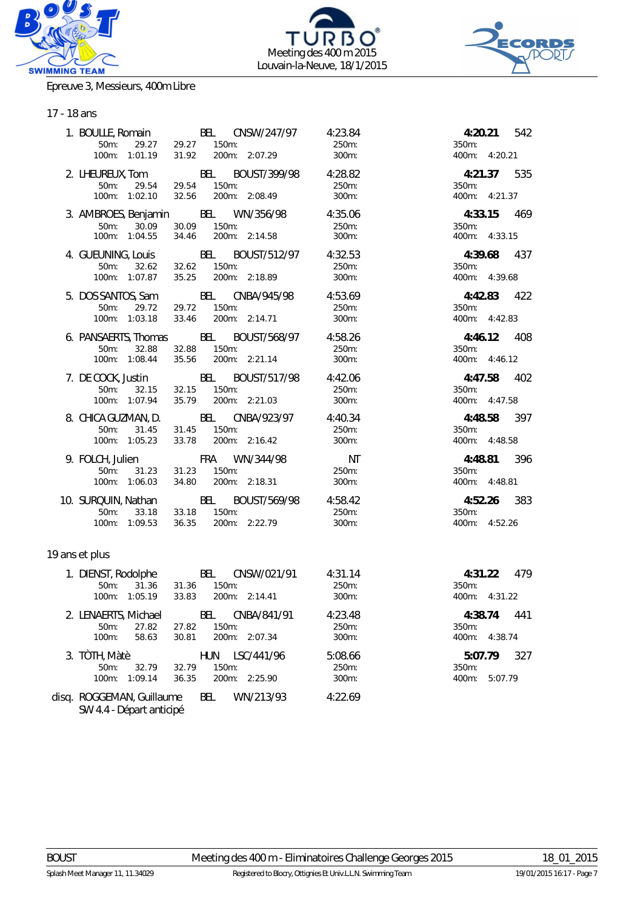Meeting des 400 m 2015
Louvain-la-Neuve, 18/1/2015

Epreuve 3, Messieurs, 400m Libre

## 17 - 18 ans

| Pl. | Nom | Nat. | Club | Temps d'engagement | Temps final | Points |
|---|---|---|---|---|---|---|
| 1. | BOULLE, Romain | BEL | CNSW/247/97 | 4:23.84 | **4:20.21** | 542 |
| | 50m: 29.27 (29.27) / 100m: 1:01.19 (31.92) / 150m: / 200m: 2:07.29 / 250m: / 300m: / 350m: / 400m: 4:20.21 | | | | | |
| 2. | LHEUREUX, Tom | BEL | BOUST/399/98 | 4:28.82 | **4:21.37** | 535 |
| | 50m: 29.54 (29.54) / 100m: 1:02.10 (32.56) / 150m: / 200m: 2:08.49 / 250m: / 300m: / 350m: / 400m: 4:21.37 | | | | | |
| 3. | AMBROES, Benjamin | BEL | WN/356/98 | 4:35.06 | **4:33.15** | 469 |
| | 50m: 30.09 (30.09) / 100m: 1:04.55 (34.46) / 150m: / 200m: 2:14.58 / 250m: / 300m: / 350m: / 400m: 4:33.15 | | | | | |
| 4. | GUEUNING, Louis | BEL | BOUST/512/97 | 4:32.53 | **4:39.68** | 437 |
| | 50m: 32.62 (32.62) / 100m: 1:07.87 (35.25) / 150m: / 200m: 2:18.89 / 250m: / 300m: / 350m: / 400m: 4:39.68 | | | | | |
| 5. | DOS SANTOS, Sam | BEL | CNBA/945/98 | 4:53.69 | **4:42.83** | 422 |
| | 50m: 29.72 (29.72) / 100m: 1:03.18 (33.46) / 150m: / 200m: 2:14.71 / 250m: / 300m: / 350m: / 400m: 4:42.83 | | | | | |
| 6. | PANSAERTS, Thomas | BEL | BOUST/568/97 | 4:58.26 | **4:46.12** | 408 |
| | 50m: 32.88 (32.88) / 100m: 1:08.44 (35.56) / 150m: / 200m: 2:21.14 / 250m: / 300m: / 350m: / 400m: 4:46.12 | | | | | |
| 7. | DE COCK, Justin | BEL | BOUST/517/98 | 4:42.06 | **4:47.58** | 402 |
| | 50m: 32.15 (32.15) / 100m: 1:07.94 (35.79) / 150m: / 200m: 2:21.03 / 250m: / 300m: / 350m: / 400m: 4:47.58 | | | | | |
| 8. | CHICA GUZMAN, D. | BEL | CNBA/923/97 | 4:40.34 | **4:48.58** | 397 |
| | 50m: 31.45 (31.45) / 100m: 1:05.23 (33.78) / 150m: / 200m: 2:16.42 / 250m: / 300m: / 350m: / 400m: 4:48.58 | | | | | |
| 9. | FOLCH, Julien | FRA | WN/344/98 | NT | **4:48.81** | 396 |
| | 50m: 31.23 (31.23) / 100m: 1:06.03 (34.80) / 150m: / 200m: 2:18.31 / 250m: / 300m: / 350m: / 400m: 4:48.81 | | | | | |
| 10. | SURQUIN, Nathan | BEL | BOUST/569/98 | 4:58.42 | **4:52.26** | 383 |
| | 50m: 33.18 (33.18) / 100m: 1:09.53 (36.35) / 150m: / 200m: 2:22.79 / 250m: / 300m: / 350m: / 400m: 4:52.26 | | | | | |

## 19 ans et plus

| Pl. | Nom | Nat. | Club | Temps d'engagement | Temps final | Points |
|---|---|---|---|---|---|---|
| 1. | DIENST, Rodolphe | BEL | CNSW/021/91 | 4:31.14 | **4:31.22** | 479 |
| | 50m: 31.36 (31.36) / 100m: 1:05.19 (33.83) / 150m: / 200m: 2:14.41 / 250m: / 300m: / 350m: / 400m: 4:31.22 | | | | | |
| 2. | LENAERTS, Michael | BEL | CNBA/841/91 | 4:23.48 | **4:38.74** | 441 |
| | 50m: 27.82 (27.82) / 100m: 58.63 (30.81) / 150m: / 200m: 2:07.34 / 250m: / 300m: / 350m: / 400m: 4:38.74 | | | | | |
| 3. | TÒTH, Màtè | HUN | LSC/441/96 | 5:08.66 | **5:07.79** | 327 |
| | 50m: 32.79 (32.79) / 100m: 1:09.14 (36.35) / 150m: / 200m: 2:25.90 / 250m: / 300m: / 350m: / 400m: 5:07.79 | | | | | |
| disq. | ROGGEMAN, Guillaume | BEL | WN/213/93 | 4:22.69 | | |
| | SW 4.4 - Départ anticipé | | | | | |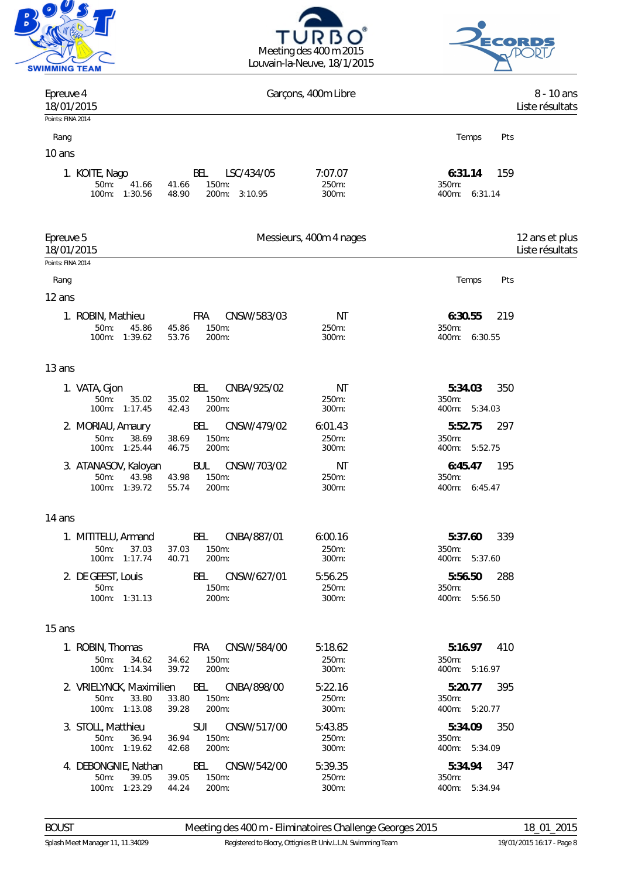Meeting des 400 m 2015
Louvain-la-Neuve, 18/1/2015

## Epreuve 4 — Garçons, 400m Libre — 8 - 10 ans

18/01/2015 — Liste résultats

Points: FINA 2014

| Rang | Nom | Nation | Club | Temps d'inscription | Temps | Pts |
|---|---|---|---|---|---|---|
| **10 ans** | | | | | | |
| 1. | KOITE, Nago | BEL | LSC/434/05 | 7:07.07 | **6:31.14** | 159 |

50m: 41.66 (41.66) — 100m: 1:30.56 (48.90) — 150m: — 200m: 3:10.95 — 250m: — 300m: — 350m: — 400m: 6:31.14

## Epreuve 5 — Messieurs, 400m 4 nages — 12 ans et plus

18/01/2015 — Liste résultats

Points: FINA 2014

| Rang | Nom | Nation | Club | Temps d'inscription | Temps | Pts |
|---|---|---|---|---|---|---|
| **12 ans** | | | | | | |
| 1. | ROBIN, Mathieu | FRA | CNSW/583/03 | NT | **6:30.55** | 219 |
| **13 ans** | | | | | | |
| 1. | VATA, Gjon | BEL | CNBA/925/02 | NT | **5:34.03** | 350 |
| 2. | MORIAU, Amaury | BEL | CNSW/479/02 | 6:01.43 | **5:52.75** | 297 |
| 3. | ATANASOV, Kaloyan | BUL | CNSW/703/02 | NT | **6:45.47** | 195 |
| **14 ans** | | | | | | |
| 1. | MITITELU, Armand | BEL | CNBA/887/01 | 6:00.16 | **5:37.60** | 339 |
| 2. | DE GEEST, Louis | BEL | CNSW/627/01 | 5:56.25 | **5:56.50** | 288 |
| **15 ans** | | | | | | |
| 1. | ROBIN, Thomas | FRA | CNSW/584/00 | 5:18.62 | **5:16.97** | 410 |
| 2. | VRIELYNCK, Maximilien | BEL | CNBA/898/00 | 5:22.16 | **5:20.77** | 395 |
| 3. | STOLL, Matthieu | SUI | CNSW/517/00 | 5:43.85 | **5:34.09** | 350 |
| 4. | DEBONGNIE, Nathan | BEL | CNSW/542/00 | 5:39.35 | **5:34.94** | 347 |

Temps de passage:

- ROBIN, Mathieu — 50m: 45.86 (45.86) — 100m: 1:39.62 (53.76) — 400m: 6:30.55
- VATA, Gjon — 50m: 35.02 (35.02) — 100m: 1:17.45 (42.43) — 400m: 5:34.03
- MORIAU, Amaury — 50m: 38.69 (38.69) — 100m: 1:25.44 (46.75) — 400m: 5:52.75
- ATANASOV, Kaloyan — 50m: 43.98 (43.98) — 100m: 1:39.72 (55.74) — 400m: 6:45.47
- MITITELU, Armand — 50m: 37.03 (37.03) — 100m: 1:17.74 (40.71) — 400m: 5:37.60
- DE GEEST, Louis — 50m: — 100m: 1:31.13 — 400m: 5:56.50
- ROBIN, Thomas — 50m: 34.62 (34.62) — 100m: 1:14.34 (39.72) — 400m: 5:16.97
- VRIELYNCK, Maximilien — 50m: 33.80 (33.80) — 100m: 1:13.08 (39.28) — 400m: 5:20.77
- STOLL, Matthieu — 50m: 36.94 (36.94) — 100m: 1:19.62 (42.68) — 400m: 5:34.09
- DEBONGNIE, Nathan — 50m: 39.05 (39.05) — 100m: 1:23.29 (44.24) — 400m: 5:34.94

BOUST — Meeting des 400 m - Eliminatoires Challenge Georges 2015 — 18_01_2015

Splash Meet Manager 11, 11.34029 — Registered to Blocry, Ottignies Et Univ.L.L.N. Swimming Team — 19/01/2015 16:17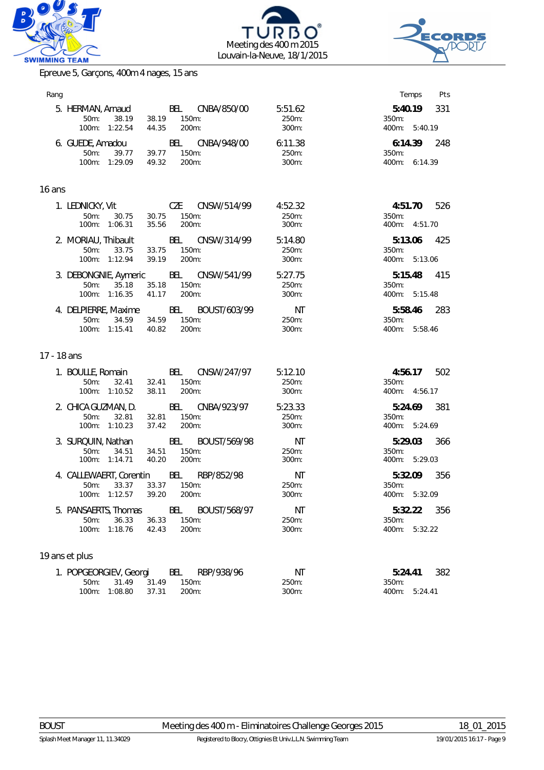Meeting des 400 m 2015
Louvain-la-Neuve, 18/1/2015

## Epreuve 5, Garçons, 400m 4 nages, 15 ans

| Rang | Nom | Nat | Club | Temps d'inscription | Temps | Pts |
|---|---|---|---|---|---|---|
| 5. | HERMAN, Arnaud | BEL | CNBA/850/00 | 5:51.62 | **5:40.19** | 331 |
| | 50m: 38.19 (38.19) / 100m: 1:22.54 (44.35) / 150m: / 200m: / 250m: / 300m: / 350m: / 400m: 5:40.19 | | | | | |
| 6. | GUEDE, Amadou | BEL | CNBA/948/00 | 6:11.38 | **6:14.39** | 248 |
| | 50m: 39.77 (39.77) / 100m: 1:29.09 (49.32) / 150m: / 200m: / 250m: / 300m: / 350m: / 400m: 6:14.39 | | | | | |

### 16 ans

| Rang | Nom | Nat | Club | Temps d'inscription | Temps | Pts |
|---|---|---|---|---|---|---|
| 1. | LEDNICKY, Vit | CZE | CNSW/514/99 | 4:52.32 | **4:51.70** | 526 |
| | 50m: 30.75 (30.75) / 100m: 1:06.31 (35.56) / 150m: / 200m: / 250m: / 300m: / 350m: / 400m: 4:51.70 | | | | | |
| 2. | MORIAU, Thibault | BEL | CNSW/314/99 | 5:14.80 | **5:13.06** | 425 |
| | 50m: 33.75 (33.75) / 100m: 1:12.94 (39.19) / 150m: / 200m: / 250m: / 300m: / 350m: / 400m: 5:13.06 | | | | | |
| 3. | DEBONGNIE, Aymeric | BEL | CNSW/541/99 | 5:27.75 | **5:15.48** | 415 |
| | 50m: 35.18 (35.18) / 100m: 1:16.35 (41.17) / 150m: / 200m: / 250m: / 300m: / 350m: / 400m: 5:15.48 | | | | | |
| 4. | DELPIERRE, Maxime | BEL | BOUST/603/99 | NT | **5:58.46** | 283 |
| | 50m: 34.59 (34.59) / 100m: 1:15.41 (40.82) / 150m: / 200m: / 250m: / 300m: / 350m: / 400m: 5:58.46 | | | | | |

### 17 - 18 ans

| Rang | Nom | Nat | Club | Temps d'inscription | Temps | Pts |
|---|---|---|---|---|---|---|
| 1. | BOULLE, Romain | BEL | CNSW/247/97 | 5:12.10 | **4:56.17** | 502 |
| | 50m: 32.41 (32.41) / 100m: 1:10.52 (38.11) / 150m: / 200m: / 250m: / 300m: / 350m: / 400m: 4:56.17 | | | | | |
| 2. | CHICA GUZMAN, D. | BEL | CNBA/923/97 | 5:23.33 | **5:24.69** | 381 |
| | 50m: 32.81 (32.81) / 100m: 1:10.23 (37.42) / 150m: / 200m: / 250m: / 300m: / 350m: / 400m: 5:24.69 | | | | | |
| 3. | SURQUIN, Nathan | BEL | BOUST/569/98 | NT | **5:29.03** | 366 |
| | 50m: 34.51 (34.51) / 100m: 1:14.71 (40.20) / 150m: / 200m: / 250m: / 300m: / 350m: / 400m: 5:29.03 | | | | | |
| 4. | CALLEWAERT, Corentin | BEL | RBP/852/98 | NT | **5:32.09** | 356 |
| | 50m: 33.37 (33.37) / 100m: 1:12.57 (39.20) / 150m: / 200m: / 250m: / 300m: / 350m: / 400m: 5:32.09 | | | | | |
| 5. | PANSAERTS, Thomas | BEL | BOUST/568/97 | NT | **5:32.22** | 356 |
| | 50m: 36.33 (36.33) / 100m: 1:18.76 (42.43) / 150m: / 200m: / 250m: / 300m: / 350m: / 400m: 5:32.22 | | | | | |

### 19 ans et plus

| Rang | Nom | Nat | Club | Temps d'inscription | Temps | Pts |
|---|---|---|---|---|---|---|
| 1. | POPGEORGIEV, Georgi | BEL | RBP/938/96 | NT | **5:24.41** | 382 |
| | 50m: 31.49 (31.49) / 100m: 1:08.80 (37.31) / 150m: / 200m: / 250m: / 300m: / 350m: / 400m: 5:24.41 | | | | | |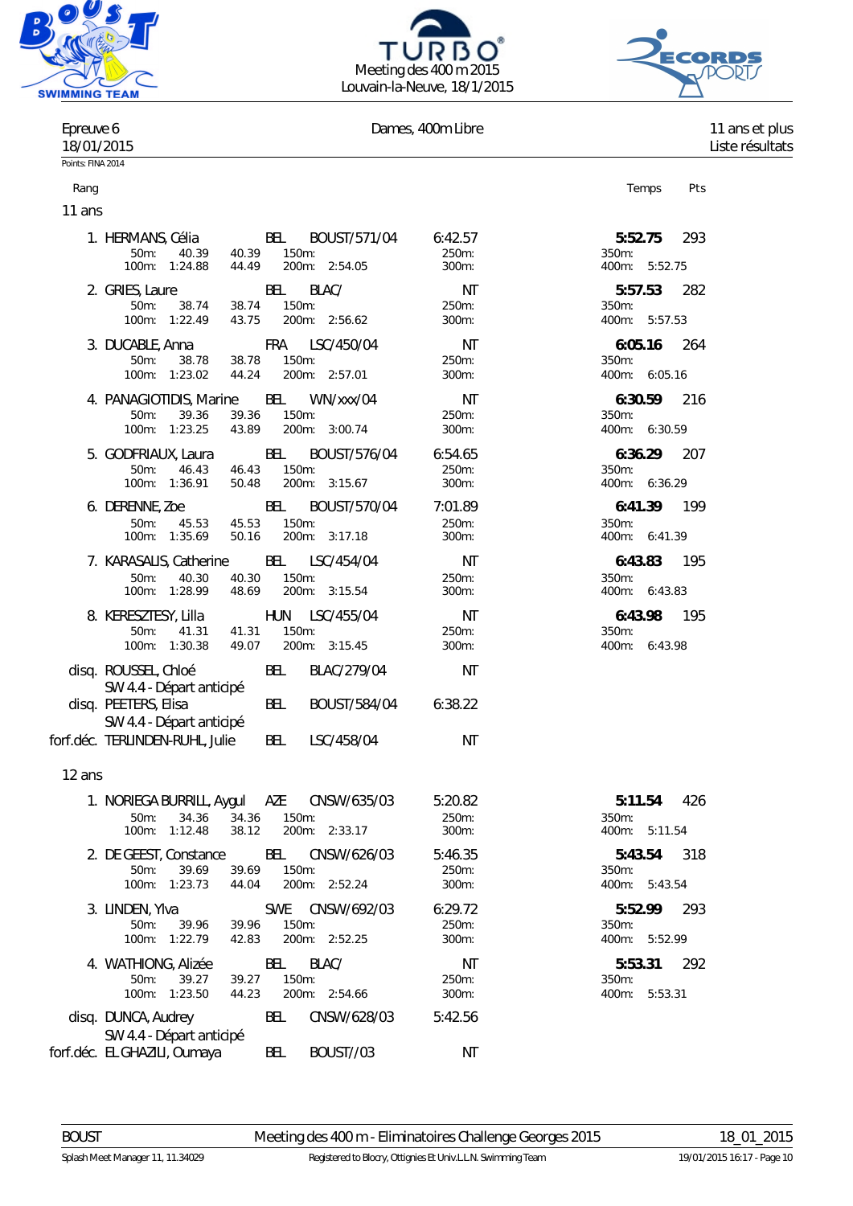Meeting des 400 m 2015
Louvain-la-Neuve, 18/1/2015

Epreuve 6 — Dames, 400m Libre — 11 ans et plus
18/01/2015 — Liste résultats

Points: FINA 2014

## 11 ans

| Rang | Nom | Nat | Club | Temps engagé | Temps | Pts |
|---|---|---|---|---|---|---|
| 1. | HERMANS, Célia | BEL | BOUST/571/04 | 6:42.57 | **5:52.75** | 293 |
| | 50m: 40.39 (40.39) · 100m: 1:24.88 (44.49) · 150m: · 200m: 2:54.05 · 250m: · 300m: · 350m: · 400m: 5:52.75 | | | | | |
| 2. | GRIES, Laure | BEL | BLAC/ | NT | **5:57.53** | 282 |
| | 50m: 38.74 (38.74) · 100m: 1:22.49 (43.75) · 150m: · 200m: 2:56.62 · 250m: · 300m: · 350m: · 400m: 5:57.53 | | | | | |
| 3. | DUCABLE, Anna | FRA | LSC/450/04 | NT | **6:05.16** | 264 |
| | 50m: 38.78 (38.78) · 100m: 1:23.02 (44.24) · 150m: · 200m: 2:57.01 · 250m: · 300m: · 350m: · 400m: 6:05.16 | | | | | |
| 4. | PANAGIOTIDIS, Marine | BEL | WN/xxx/04 | NT | **6:30.59** | 216 |
| | 50m: 39.36 (39.36) · 100m: 1:23.25 (43.89) · 150m: · 200m: 3:00.74 · 250m: · 300m: · 350m: · 400m: 6:30.59 | | | | | |
| 5. | GODFRIAUX, Laura | BEL | BOUST/576/04 | 6:54.65 | **6:36.29** | 207 |
| | 50m: 46.43 (46.43) · 100m: 1:36.91 (50.48) · 150m: · 200m: 3:15.67 · 250m: · 300m: · 350m: · 400m: 6:36.29 | | | | | |
| 6. | DERENNE, Zoe | BEL | BOUST/570/04 | 7:01.89 | **6:41.39** | 199 |
| | 50m: 45.53 (45.53) · 100m: 1:35.69 (50.16) · 150m: · 200m: 3:17.18 · 250m: · 300m: · 350m: · 400m: 6:41.39 | | | | | |
| 7. | KARASALIS, Catherine | BEL | LSC/454/04 | NT | **6:43.83** | 195 |
| | 50m: 40.30 (40.30) · 100m: 1:28.99 (48.69) · 150m: · 200m: 3:15.54 · 250m: · 300m: · 350m: · 400m: 6:43.83 | | | | | |
| 8. | KERESZTESY, Lilla | HUN | LSC/455/04 | NT | **6:43.98** | 195 |
| | 50m: 41.31 (41.31) · 100m: 1:30.38 (49.07) · 150m: · 200m: 3:15.45 · 250m: · 300m: · 350m: · 400m: 6:43.98 | | | | | |
| disq. | ROUSSEL, Chloé | BEL | BLAC/279/04 | NT | | |
| | SW 4.4 - Départ anticipé | | | | | |
| disq. | PEETERS, Elisa | BEL | BOUST/584/04 | 6:38.22 | | |
| | SW 4.4 - Départ anticipé | | | | | |
| forf.déc. | TERLINDEN-RUHL, Julie | BEL | LSC/458/04 | NT | | |

## 12 ans

| Rang | Nom | Nat | Club | Temps engagé | Temps | Pts |
|---|---|---|---|---|---|---|
| 1. | NORIEGA BURRILL, Aygul | AZE | CNSW/635/03 | 5:20.82 | **5:11.54** | 426 |
| | 50m: 34.36 (34.36) · 100m: 1:12.48 (38.12) · 150m: · 200m: 2:33.17 · 250m: · 300m: · 350m: · 400m: 5:11.54 | | | | | |
| 2. | DE GEEST, Constance | BEL | CNSW/626/03 | 5:46.35 | **5:43.54** | 318 |
| | 50m: 39.69 (39.69) · 100m: 1:23.73 (44.04) · 150m: · 200m: 2:52.24 · 250m: · 300m: · 350m: · 400m: 5:43.54 | | | | | |
| 3. | LINDEN, Ylva | SWE | CNSW/692/03 | 6:29.72 | **5:52.99** | 293 |
| | 50m: 39.96 (39.96) · 100m: 1:22.79 (42.83) · 150m: · 200m: 2:52.25 · 250m: · 300m: · 350m: · 400m: 5:52.99 | | | | | |
| 4. | WATHIONG, Alizée | BEL | BLAC/ | NT | **5:53.31** | 292 |
| | 50m: 39.27 (39.27) · 100m: 1:23.50 (44.23) · 150m: · 200m: 2:54.66 · 250m: · 300m: · 350m: · 400m: 5:53.31 | | | | | |
| disq. | DUNCA, Audrey | BEL | CNSW/628/03 | 5:42.56 | | |
| | SW 4.4 - Départ anticipé | | | | | |
| forf.déc. | EL GHAZILI, Oumaya | BEL | BOUST//03 | NT | | |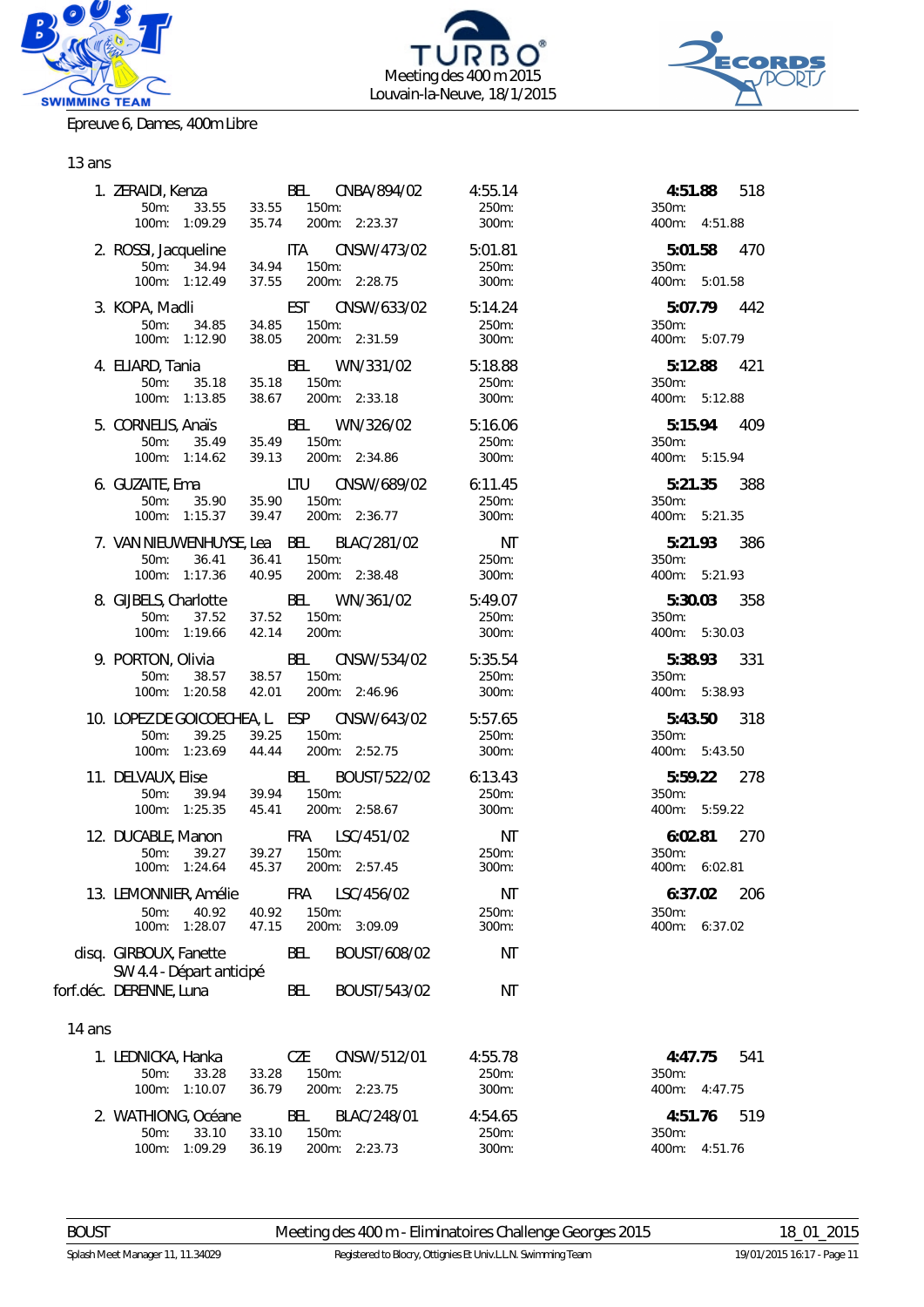Meeting des 400 m 2015
Louvain-la-Neuve, 18/1/2015

Epreuve 6, Dames, 400m Libre

13 ans

| Pl. | Nom | Nat. | Club | Temps d'engagement | Temps | Points |
|---|---|---|---|---|---|---|
| 1. | ZERAIDI, Kenza | BEL | CNBA/894/02 | 4:55.14 | **4:51.88** | 518 |
| | 50m: 33.55 33.55 / 100m: 1:09.29 35.74 | | 150m: / 200m: 2:23.37 | 250m: / 300m: | 350m: / 400m: 4:51.88 | |
| 2. | ROSSI, Jacqueline | ITA | CNSW/473/02 | 5:01.81 | **5:01.58** | 470 |
| | 50m: 34.94 34.94 / 100m: 1:12.49 37.55 | | 150m: / 200m: 2:28.75 | 250m: / 300m: | 350m: / 400m: 5:01.58 | |
| 3. | KOPA, Madli | EST | CNSW/633/02 | 5:14.24 | **5:07.79** | 442 |
| | 50m: 34.85 34.85 / 100m: 1:12.90 38.05 | | 150m: / 200m: 2:31.59 | 250m: / 300m: | 350m: / 400m: 5:07.79 | |
| 4. | ELIARD, Tania | BEL | WN/331/02 | 5:18.88 | **5:12.88** | 421 |
| | 50m: 35.18 35.18 / 100m: 1:13.85 38.67 | | 150m: / 200m: 2:33.18 | 250m: / 300m: | 350m: / 400m: 5:12.88 | |
| 5. | CORNELIS, Anaïs | BEL | WN/326/02 | 5:16.06 | **5:15.94** | 409 |
| | 50m: 35.49 35.49 / 100m: 1:14.62 39.13 | | 150m: / 200m: 2:34.86 | 250m: / 300m: | 350m: / 400m: 5:15.94 | |
| 6. | GUZAITE, Ema | LTU | CNSW/689/02 | 6:11.45 | **5:21.35** | 388 |
| | 50m: 35.90 35.90 / 100m: 1:15.37 39.47 | | 150m: / 200m: 2:36.77 | 250m: / 300m: | 350m: / 400m: 5:21.35 | |
| 7. | VAN NIEUWENHUYSE, Lea | BEL | BLAC/281/02 | NT | **5:21.93** | 386 |
| | 50m: 36.41 36.41 / 100m: 1:17.36 40.95 | | 150m: / 200m: 2:38.48 | 250m: / 300m: | 350m: / 400m: 5:21.93 | |
| 8. | GIJBELS, Charlotte | BEL | WN/361/02 | 5:49.07 | **5:30.03** | 358 |
| | 50m: 37.52 37.52 / 100m: 1:19.66 42.14 | | 150m: / 200m: | 250m: / 300m: | 350m: / 400m: 5:30.03 | |
| 9. | PORTON, Olivia | BEL | CNSW/534/02 | 5:35.54 | **5:38.93** | 331 |
| | 50m: 38.57 38.57 / 100m: 1:20.58 42.01 | | 150m: / 200m: 2:46.96 | 250m: / 300m: | 350m: / 400m: 5:38.93 | |
| 10. | LOPEZ DE GOICOECHEA, L. | ESP | CNSW/643/02 | 5:57.65 | **5:43.50** | 318 |
| | 50m: 39.25 39.25 / 100m: 1:23.69 44.44 | | 150m: / 200m: 2:52.75 | 250m: / 300m: | 350m: / 400m: 5:43.50 | |
| 11. | DELVAUX, Elise | BEL | BOUST/522/02 | 6:13.43 | **5:59.22** | 278 |
| | 50m: 39.94 39.94 / 100m: 1:25.35 45.41 | | 150m: / 200m: 2:58.67 | 250m: / 300m: | 350m: / 400m: 5:59.22 | |
| 12. | DUCABLE, Manon | FRA | LSC/451/02 | NT | **6:02.81** | 270 |
| | 50m: 39.27 39.27 / 100m: 1:24.64 45.37 | | 150m: / 200m: 2:57.45 | 250m: / 300m: | 350m: / 400m: 6:02.81 | |
| 13. | LEMONNIER, Amélie | FRA | LSC/456/02 | NT | **6:37.02** | 206 |
| | 50m: 40.92 40.92 / 100m: 1:28.07 47.15 | | 150m: / 200m: 3:09.09 | 250m: / 300m: | 350m: / 400m: 6:37.02 | |
| disq. | GIRBOUX, Fanette (SW 4.4 - Départ anticipé) | BEL | BOUST/608/02 | NT | | |
| forf.déc. | DERENNE, Luna | BEL | BOUST/543/02 | NT | | |

14 ans

| Pl. | Nom | Nat. | Club | Temps d'engagement | Temps | Points |
|---|---|---|---|---|---|---|
| 1. | LEDNICKA, Hanka | CZE | CNSW/512/01 | 4:55.78 | **4:47.75** | 541 |
| | 50m: 33.28 33.28 / 100m: 1:10.07 36.79 | | 150m: / 200m: 2:23.75 | 250m: / 300m: | 350m: / 400m: 4:47.75 | |
| 2. | WATHIONG, Océane | BEL | BLAC/248/01 | 4:54.65 | **4:51.76** | 519 |
| | 50m: 33.10 33.10 / 100m: 1:09.29 36.19 | | 150m: / 200m: 2:23.73 | 250m: / 300m: | 350m: / 400m: 4:51.76 | |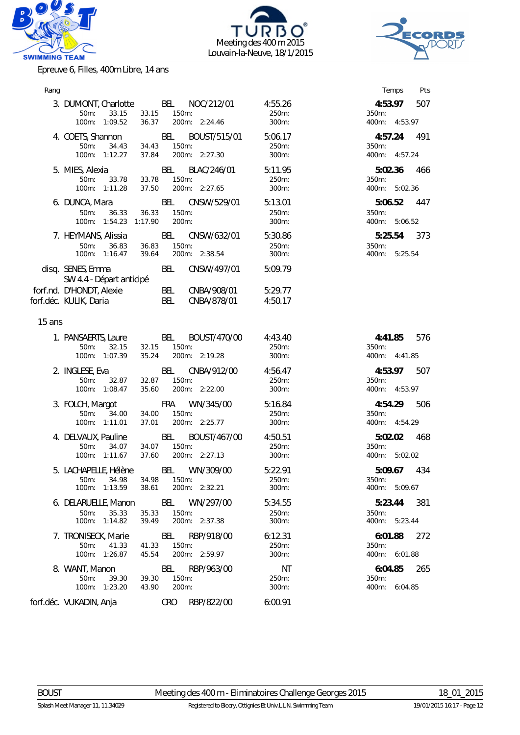Meeting des 400 m 2015
Louvain-la-Neuve, 18/1/2015

Epreuve 6, Filles, 400m Libre, 14 ans

| Rang | | | | | Temps | Pts |
|---|---|---|---|---|---|---|
| 3. | DUMONT, Charlotte | BEL | NOC/212/01 | 4:55.26 | **4:53.97** | 507 |
| | 50m: 33.15 33.15 / 100m: 1:09.52 36.37 | 150m: / 200m: 2:24.46 | | 250m: / 300m: | 350m: / 400m: 4:53.97 | |
| 4. | COETS, Shannon | BEL | BOUST/515/01 | 5:06.17 | **4:57.24** | 491 |
| | 50m: 34.43 34.43 / 100m: 1:12.27 37.84 | 150m: / 200m: 2:27.30 | | 250m: / 300m: | 350m: / 400m: 4:57.24 | |
| 5. | MIES, Alexia | BEL | BLAC/246/01 | 5:11.95 | **5:02.36** | 466 |
| | 50m: 33.78 33.78 / 100m: 1:11.28 37.50 | 150m: / 200m: 2:27.65 | | 250m: / 300m: | 350m: / 400m: 5:02.36 | |
| 6. | DUNCA, Mara | BEL | CNSW/529/01 | 5:13.01 | **5:06.52** | 447 |
| | 50m: 36.33 36.33 / 100m: 1:54.23 1:17.90 | 150m: / 200m: | | 250m: / 300m: | 350m: / 400m: 5:06.52 | |
| 7. | HEYMANS, Alissia | BEL | CNSW/632/01 | 5:30.86 | **5:25.54** | 373 |
| | 50m: 36.83 36.83 / 100m: 1:16.47 39.64 | 150m: / 200m: 2:38.54 | | 250m: / 300m: | 350m: / 400m: 5:25.54 | |
| disq. | SENES, Emma<br>SW 4.4 - Départ anticipé | BEL | CNSW/497/01 | 5:09.79 | | |
| forf.nd. | D'HONDT, Alexie | BEL | CNBA/908/01 | 5:29.77 | | |
| forf.déc. | KULIK, Daria | BEL | CNBA/878/01 | 4:50.17 | | |

15 ans

| Rang | | | | | Temps | Pts |
|---|---|---|---|---|---|---|
| 1. | PANSAERTS, Laure | BEL | BOUST/470/00 | 4:43.40 | **4:41.85** | 576 |
| | 50m: 32.15 32.15 / 100m: 1:07.39 35.24 | 150m: / 200m: 2:19.28 | | 250m: / 300m: | 350m: / 400m: 4:41.85 | |
| 2. | INGLESE, Eva | BEL | CNBA/912/00 | 4:56.47 | **4:53.97** | 507 |
| | 50m: 32.87 32.87 / 100m: 1:08.47 35.60 | 150m: / 200m: 2:22.00 | | 250m: / 300m: | 350m: / 400m: 4:53.97 | |
| 3. | FOLCH, Margot | FRA | WN/345/00 | 5:16.84 | **4:54.29** | 506 |
| | 50m: 34.00 34.00 / 100m: 1:11.01 37.01 | 150m: / 200m: 2:25.77 | | 250m: / 300m: | 350m: / 400m: 4:54.29 | |
| 4. | DELVAUX, Pauline | BEL | BOUST/467/00 | 4:50.51 | **5:02.02** | 468 |
| | 50m: 34.07 34.07 / 100m: 1:11.67 37.60 | 150m: / 200m: 2:27.13 | | 250m: / 300m: | 350m: / 400m: 5:02.02 | |
| 5. | LACHAPELLE, Hélène | BEL | WN/309/00 | 5:22.91 | **5:09.67** | 434 |
| | 50m: 34.98 34.98 / 100m: 1:13.59 38.61 | 150m: / 200m: 2:32.21 | | 250m: / 300m: | 350m: / 400m: 5:09.67 | |
| 6. | DELARUELLE, Manon | BEL | WN/297/00 | 5:34.55 | **5:23.44** | 381 |
| | 50m: 35.33 35.33 / 100m: 1:14.82 39.49 | 150m: / 200m: 2:37.38 | | 250m: / 300m: | 350m: / 400m: 5:23.44 | |
| 7. | TRONISECK, Marie | BEL | RBP/918/00 | 6:12.31 | **6:01.88** | 272 |
| | 50m: 41.33 41.33 / 100m: 1:26.87 45.54 | 150m: / 200m: 2:59.97 | | 250m: / 300m: | 350m: / 400m: 6:01.88 | |
| 8. | WANT, Manon | BEL | RBP/963/00 | NT | **6:04.85** | 265 |
| | 50m: 39.30 39.30 / 100m: 1:23.20 43.90 | 150m: / 200m: | | 250m: / 300m: | 350m: / 400m: 6:04.85 | |
| forf.déc. | VUKADIN, Anja | CRO | RBP/822/00 | 6:00.91 | | |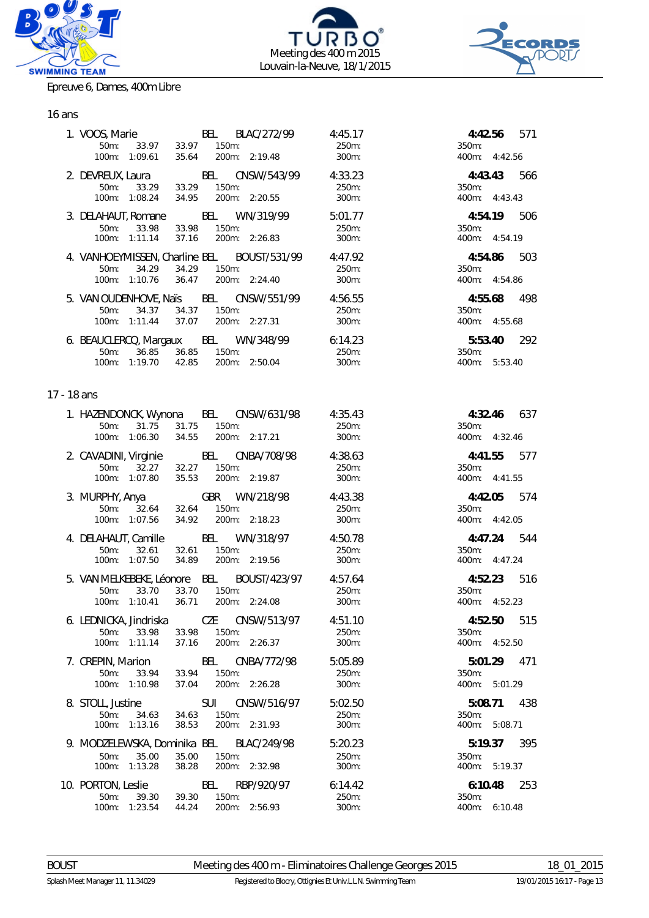Meeting des 400 m 2015
Louvain-la-Neuve, 18/1/2015

Epreuve 6, Dames, 400m Libre

## 16 ans

1. VOOS, Marie — BEL — BLAC/272/99 — 4:45.17 — **4:42.56** 571
   - 50m: 33.97 33.97 — 150m: — 250m: — 350m:
   - 100m: 1:09.61 35.64 — 200m: 2:19.48 — 300m: — 400m: 4:42.56

2. DEVREUX, Laura — BEL — CNSW/543/99 — 4:33.23 — **4:43.43** 566
   - 50m: 33.29 33.29 — 150m: — 250m: — 350m:
   - 100m: 1:08.24 34.95 — 200m: 2:20.55 — 300m: — 400m: 4:43.43

3. DELAHAUT, Romane — BEL — WN/319/99 — 5:01.77 — **4:54.19** 506
   - 50m: 33.98 33.98 — 150m: — 250m: — 350m:
   - 100m: 1:11.14 37.16 — 200m: 2:26.83 — 300m: — 400m: 4:54.19

4. VANHOEYMISSEN, Charline — BEL — BOUST/531/99 — 4:47.92 — **4:54.86** 503
   - 50m: 34.29 34.29 — 150m: — 250m: — 350m:
   - 100m: 1:10.76 36.47 — 200m: 2:24.40 — 300m: — 400m: 4:54.86

5. VAN OUDENHOVE, Naïs — BEL — CNSW/551/99 — 4:56.55 — **4:55.68** 498
   - 50m: 34.37 34.37 — 150m: — 250m: — 350m:
   - 100m: 1:11.44 37.07 — 200m: 2:27.31 — 300m: — 400m: 4:55.68

6. BEAUCLERCQ, Margaux — BEL — WN/348/99 — 6:14.23 — **5:53.40** 292
   - 50m: 36.85 36.85 — 150m: — 250m: — 350m:
   - 100m: 1:19.70 42.85 — 200m: 2:50.04 — 300m: — 400m: 5:53.40

## 17 - 18 ans

1. HAZENDONCK, Wynona — BEL — CNSW/631/98 — 4:35.43 — **4:32.46** 637
   - 50m: 31.75 31.75 — 150m: — 250m: — 350m:
   - 100m: 1:06.30 34.55 — 200m: 2:17.21 — 300m: — 400m: 4:32.46

2. CAVADINI, Virginie — BEL — CNBA/708/98 — 4:38.63 — **4:41.55** 577
   - 50m: 32.27 32.27 — 150m: — 250m: — 350m:
   - 100m: 1:07.80 35.53 — 200m: 2:19.87 — 300m: — 400m: 4:41.55

3. MURPHY, Anya — GBR — WN/218/98 — 4:43.38 — **4:42.05** 574
   - 50m: 32.64 32.64 — 150m: — 250m: — 350m:
   - 100m: 1:07.56 34.92 — 200m: 2:18.23 — 300m: — 400m: 4:42.05

4. DELAHAUT, Camille — BEL — WN/318/97 — 4:50.78 — **4:47.24** 544
   - 50m: 32.61 32.61 — 150m: — 250m: — 350m:
   - 100m: 1:07.50 34.89 — 200m: 2:19.56 — 300m: — 400m: 4:47.24

5. VAN MELKEBEKE, Léonore — BEL — BOUST/423/97 — 4:57.64 — **4:52.23** 516
   - 50m: 33.70 33.70 — 150m: — 250m: — 350m:
   - 100m: 1:10.41 36.71 — 200m: 2:24.08 — 300m: — 400m: 4:52.23

6. LEDNICKA, Jindriska — CZE — CNSW/513/97 — 4:51.10 — **4:52.50** 515
   - 50m: 33.98 33.98 — 150m: — 250m: — 350m:
   - 100m: 1:11.14 37.16 — 200m: 2:26.37 — 300m: — 400m: 4:52.50

7. CREPIN, Marion — BEL — CNBA/772/98 — 5:05.89 — **5:01.29** 471
   - 50m: 33.94 33.94 — 150m: — 250m: — 350m:
   - 100m: 1:10.98 37.04 — 200m: 2:26.28 — 300m: — 400m: 5:01.29

8. STOLL, Justine — SUI — CNSW/516/97 — 5:02.50 — **5:08.71** 438
   - 50m: 34.63 34.63 — 150m: — 250m: — 350m:
   - 100m: 1:13.16 38.53 — 200m: 2:31.93 — 300m: — 400m: 5:08.71

9. MODZELEWSKA, Dominika — BEL — BLAC/249/98 — 5:20.23 — **5:19.37** 395
   - 50m: 35.00 35.00 — 150m: — 250m: — 350m:
   - 100m: 1:13.28 38.28 — 200m: 2:32.98 — 300m: — 400m: 5:19.37

10. PORTON, Leslie — BEL — RBP/920/97 — 6:14.42 — **6:10.48** 253
    - 50m: 39.30 39.30 — 150m: — 250m: — 350m:
    - 100m: 1:23.54 44.24 — 200m: 2:56.93 — 300m: — 400m: 6:10.48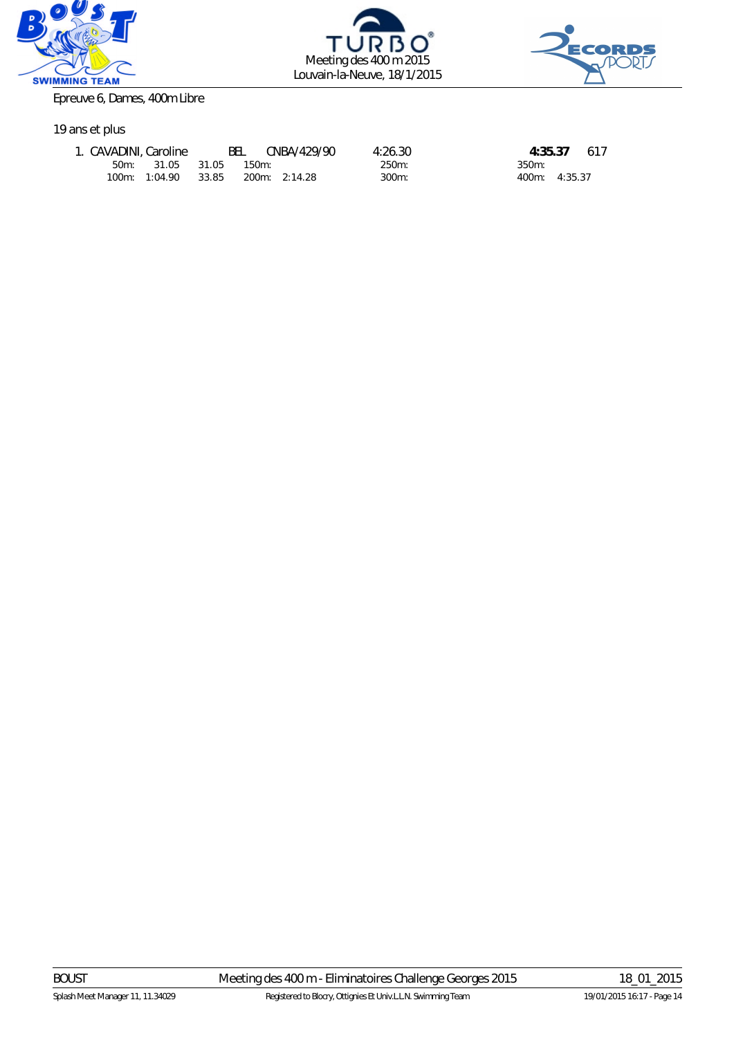Epreuve 6, Dames, 400m Libre

19 ans et plus

| | | | | | | |
|---|---|---|---|---|---|---|
| 1. CAVADINI, Caroline | BEL | CNBA/429/90 | 4:26.30 | | **4:35.37** | 617 |
| 50m: 31.05 31.05 | 150m: | | 250m: | | 350m: | |
| 100m: 1:04.90 33.85 | 200m: 2:14.28 | | 300m: | | 400m: 4:35.37 | |